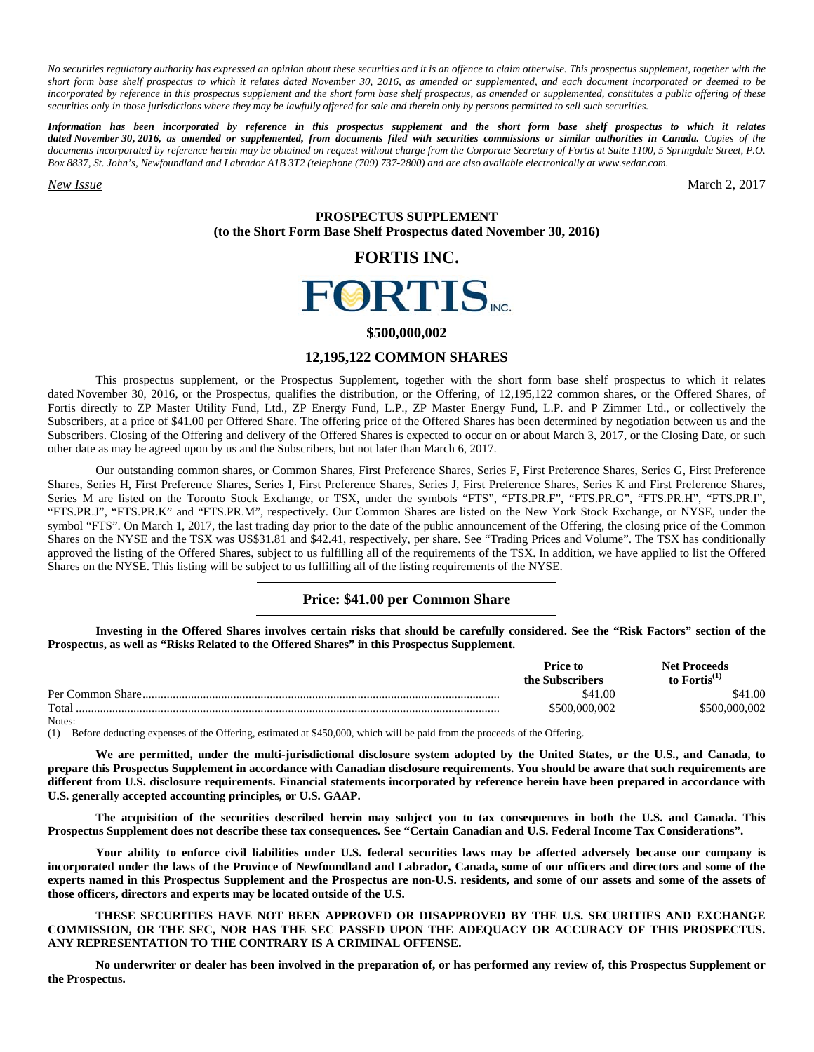*No securities regulatory authority has expressed an opinion about these securities and it is an offence to claim otherwise. This prospectus supplement, together with the short form base shelf prospectus to which it relates dated November 30, 2016, as amended or supplemented, and each document incorporated or deemed to be incorporated by reference in this prospectus supplement and the short form base shelf prospectus, as amended or supplemented, constitutes a public offering of these securities only in those jurisdictions where they may be lawfully offered for sale and therein only by persons permitted to sell such securities.*

***Information has been incorporated by reference in this prospectus supplement and the short form base shelf prospectus to which it relates dated November 30, 2016, as amended or supplemented, from documents filed with securities commissions or similar authorities in Canada.*** *Copies of the documents incorporated by reference herein may be obtained on request without charge from the Corporate Secretary of Fortis at Suite 1100, 5 Springdale Street, P.O. Box 8837, St. John's, Newfoundland and Labrador A1B 3T2 (telephone (709) 737-2800) and are also available electronically at www.sedar.com.*

*New Issue* March 2, 2017

**PROSPECTUS SUPPLEMENT**
**(to the Short Form Base Shelf Prospectus dated November 30, 2016)**

# FORTIS INC.

FORTIS INC.

## $500,000,002

## 12,195,122 COMMON SHARES

This prospectus supplement, or the Prospectus Supplement, together with the short form base shelf prospectus to which it relates dated November 30, 2016, or the Prospectus, qualifies the distribution, or the Offering, of 12,195,122 common shares, or the Offered Shares, of Fortis directly to ZP Master Utility Fund, Ltd., ZP Energy Fund, L.P., ZP Master Energy Fund, L.P. and P Zimmer Ltd., or collectively the Subscribers, at a price of $41.00 per Offered Share. The offering price of the Offered Shares has been determined by negotiation between us and the Subscribers. Closing of the Offering and delivery of the Offered Shares is expected to occur on or about March 3, 2017, or the Closing Date, or such other date as may be agreed upon by us and the Subscribers, but not later than March 6, 2017.

Our outstanding common shares, or Common Shares, First Preference Shares, Series F, First Preference Shares, Series G, First Preference Shares, Series H, First Preference Shares, Series I, First Preference Shares, Series J, First Preference Shares, Series K and First Preference Shares, Series M are listed on the Toronto Stock Exchange, or TSX, under the symbols "FTS", "FTS.PR.F", "FTS.PR.G", "FTS.PR.H", "FTS.PR.I", "FTS.PR.J", "FTS.PR.K" and "FTS.PR.M", respectively. Our Common Shares are listed on the New York Stock Exchange, or NYSE, under the symbol "FTS". On March 1, 2017, the last trading day prior to the date of the public announcement of the Offering, the closing price of the Common Shares on the NYSE and the TSX was US$31.81 and $42.41, respectively, per share. See "Trading Prices and Volume". The TSX has conditionally approved the listing of the Offered Shares, subject to us fulfilling all of the requirements of the TSX. In addition, we have applied to list the Offered Shares on the NYSE. This listing will be subject to us fulfilling all of the listing requirements of the NYSE.

## Price: $41.00 per Common Share

**Investing in the Offered Shares involves certain risks that should be carefully considered. See the "Risk Factors" section of the Prospectus, as well as "Risks Related to the Offered Shares" in this Prospectus Supplement.**

| | Price to the Subscribers | Net Proceeds to Fortis[(1)] |
|---|---|---|
| Per Common Share | $41.00 | $41.00 |
| Total | $500,000,002 | $500,000,002 |

Notes:

(1) Before deducting expenses of the Offering, estimated at $450,000, which will be paid from the proceeds of the Offering.

**We are permitted, under the multi-jurisdictional disclosure system adopted by the United States, or the U.S., and Canada, to prepare this Prospectus Supplement in accordance with Canadian disclosure requirements. You should be aware that such requirements are different from U.S. disclosure requirements. Financial statements incorporated by reference herein have been prepared in accordance with U.S. generally accepted accounting principles, or U.S. GAAP.**

**The acquisition of the securities described herein may subject you to tax consequences in both the U.S. and Canada. This Prospectus Supplement does not describe these tax consequences. See "Certain Canadian and U.S. Federal Income Tax Considerations".**

**Your ability to enforce civil liabilities under U.S. federal securities laws may be affected adversely because our company is incorporated under the laws of the Province of Newfoundland and Labrador, Canada, some of our officers and directors and some of the experts named in this Prospectus Supplement and the Prospectus are non-U.S. residents, and some of our assets and some of the assets of those officers, directors and experts may be located outside of the U.S.**

**THESE SECURITIES HAVE NOT BEEN APPROVED OR DISAPPROVED BY THE U.S. SECURITIES AND EXCHANGE COMMISSION, OR THE SEC, NOR HAS THE SEC PASSED UPON THE ADEQUACY OR ACCURACY OF THIS PROSPECTUS. ANY REPRESENTATION TO THE CONTRARY IS A CRIMINAL OFFENSE.**

**No underwriter or dealer has been involved in the preparation of, or has performed any review of, this Prospectus Supplement or the Prospectus.**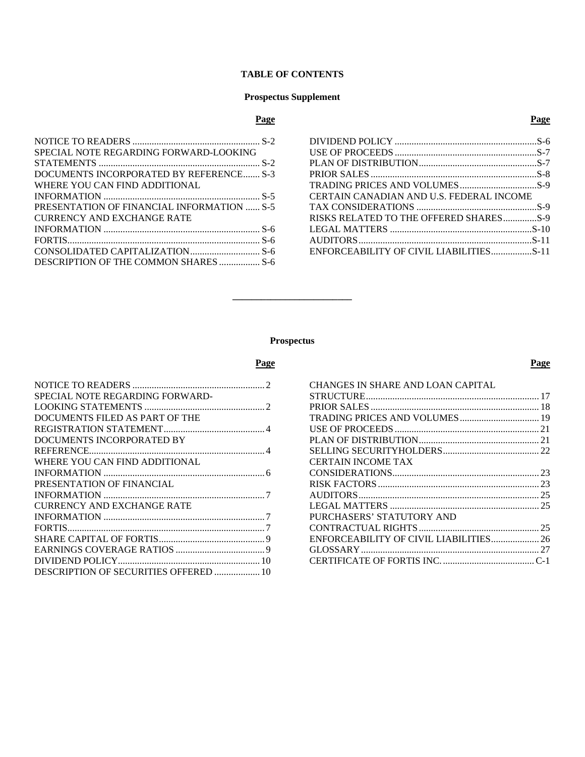## TABLE OF CONTENTS

### Prospectus Supplement

| | Page |
|---|---|
| NOTICE TO READERS | S-2 |
| SPECIAL NOTE REGARDING FORWARD-LOOKING STATEMENTS | S-2 |
| DOCUMENTS INCORPORATED BY REFERENCE | S-3 |
| WHERE YOU CAN FIND ADDITIONAL INFORMATION | S-5 |
| PRESENTATION OF FINANCIAL INFORMATION | S-5 |
| CURRENCY AND EXCHANGE RATE INFORMATION | S-6 |
| FORTIS | S-6 |
| CONSOLIDATED CAPITALIZATION | S-6 |
| DESCRIPTION OF THE COMMON SHARES | S-6 |
| DIVIDEND POLICY | S-6 |
| USE OF PROCEEDS | S-7 |
| PLAN OF DISTRIBUTION | S-7 |
| PRIOR SALES | S-8 |
| TRADING PRICES AND VOLUMES | S-9 |
| CERTAIN CANADIAN AND U.S. FEDERAL INCOME TAX CONSIDERATIONS | S-9 |
| RISKS RELATED TO THE OFFERED SHARES | S-9 |
| LEGAL MATTERS | S-10 |
| AUDITORS | S-11 |
| ENFORCEABILITY OF CIVIL LIABILITIES | S-11 |

---

### Prospectus

| | Page |
|---|---|
| NOTICE TO READERS | 2 |
| SPECIAL NOTE REGARDING FORWARD-LOOKING STATEMENTS | 2 |
| DOCUMENTS FILED AS PART OF THE REGISTRATION STATEMENT | 4 |
| DOCUMENTS INCORPORATED BY REFERENCE | 4 |
| WHERE YOU CAN FIND ADDITIONAL INFORMATION | 6 |
| PRESENTATION OF FINANCIAL INFORMATION | 7 |
| CURRENCY AND EXCHANGE RATE INFORMATION | 7 |
| FORTIS | 7 |
| SHARE CAPITAL OF FORTIS | 9 |
| EARNINGS COVERAGE RATIOS | 9 |
| DIVIDEND POLICY | 10 |
| DESCRIPTION OF SECURITIES OFFERED | 10 |
| CHANGES IN SHARE AND LOAN CAPITAL STRUCTURE | 17 |
| PRIOR SALES | 18 |
| TRADING PRICES AND VOLUMES | 19 |
| USE OF PROCEEDS | 21 |
| PLAN OF DISTRIBUTION | 21 |
| SELLING SECURITYHOLDERS | 22 |
| CERTAIN INCOME TAX CONSIDERATIONS | 23 |
| RISK FACTORS | 23 |
| AUDITORS | 25 |
| LEGAL MATTERS | 25 |
| PURCHASERS' STATUTORY AND CONTRACTUAL RIGHTS | 25 |
| ENFORCEABILITY OF CIVIL LIABILITIES | 26 |
| GLOSSARY | 27 |
| CERTIFICATE OF FORTIS INC. | C-1 |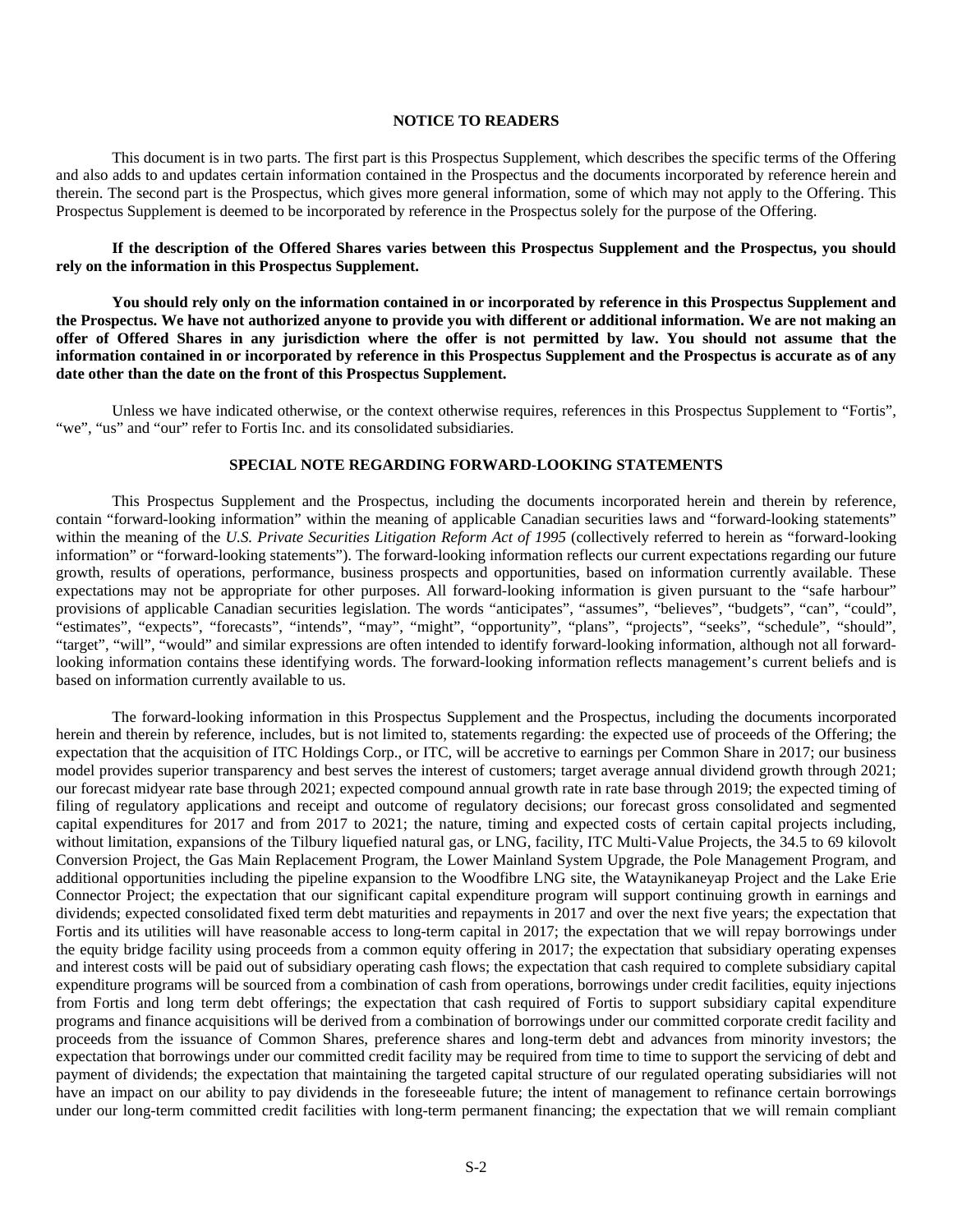## NOTICE TO READERS

This document is in two parts. The first part is this Prospectus Supplement, which describes the specific terms of the Offering and also adds to and updates certain information contained in the Prospectus and the documents incorporated by reference herein and therein. The second part is the Prospectus, which gives more general information, some of which may not apply to the Offering. This Prospectus Supplement is deemed to be incorporated by reference in the Prospectus solely for the purpose of the Offering.

**If the description of the Offered Shares varies between this Prospectus Supplement and the Prospectus, you should rely on the information in this Prospectus Supplement.**

**You should rely only on the information contained in or incorporated by reference in this Prospectus Supplement and the Prospectus. We have not authorized anyone to provide you with different or additional information. We are not making an offer of Offered Shares in any jurisdiction where the offer is not permitted by law. You should not assume that the information contained in or incorporated by reference in this Prospectus Supplement and the Prospectus is accurate as of any date other than the date on the front of this Prospectus Supplement.**

Unless we have indicated otherwise, or the context otherwise requires, references in this Prospectus Supplement to "Fortis", "we", "us" and "our" refer to Fortis Inc. and its consolidated subsidiaries.

## SPECIAL NOTE REGARDING FORWARD-LOOKING STATEMENTS

This Prospectus Supplement and the Prospectus, including the documents incorporated herein and therein by reference, contain "forward-looking information" within the meaning of applicable Canadian securities laws and "forward-looking statements" within the meaning of the *U.S. Private Securities Litigation Reform Act of 1995* (collectively referred to herein as "forward-looking information" or "forward-looking statements"). The forward-looking information reflects our current expectations regarding our future growth, results of operations, performance, business prospects and opportunities, based on information currently available. These expectations may not be appropriate for other purposes. All forward-looking information is given pursuant to the "safe harbour" provisions of applicable Canadian securities legislation. The words "anticipates", "assumes", "believes", "budgets", "can", "could", "estimates", "expects", "forecasts", "intends", "may", "might", "opportunity", "plans", "projects", "seeks", "schedule", "should", "target", "will", "would" and similar expressions are often intended to identify forward-looking information, although not all forward-looking information contains these identifying words. The forward-looking information reflects management's current beliefs and is based on information currently available to us.

The forward-looking information in this Prospectus Supplement and the Prospectus, including the documents incorporated herein and therein by reference, includes, but is not limited to, statements regarding: the expected use of proceeds of the Offering; the expectation that the acquisition of ITC Holdings Corp., or ITC, will be accretive to earnings per Common Share in 2017; our business model provides superior transparency and best serves the interest of customers; target average annual dividend growth through 2021; our forecast midyear rate base through 2021; expected compound annual growth rate in rate base through 2019; the expected timing of filing of regulatory applications and receipt and outcome of regulatory decisions; our forecast gross consolidated and segmented capital expenditures for 2017 and from 2017 to 2021; the nature, timing and expected costs of certain capital projects including, without limitation, expansions of the Tilbury liquefied natural gas, or LNG, facility, ITC Multi-Value Projects, the 34.5 to 69 kilovolt Conversion Project, the Gas Main Replacement Program, the Lower Mainland System Upgrade, the Pole Management Program, and additional opportunities including the pipeline expansion to the Woodfibre LNG site, the Wataynikaneyap Project and the Lake Erie Connector Project; the expectation that our significant capital expenditure program will support continuing growth in earnings and dividends; expected consolidated fixed term debt maturities and repayments in 2017 and over the next five years; the expectation that Fortis and its utilities will have reasonable access to long-term capital in 2017; the expectation that we will repay borrowings under the equity bridge facility using proceeds from a common equity offering in 2017; the expectation that subsidiary operating expenses and interest costs will be paid out of subsidiary operating cash flows; the expectation that cash required to complete subsidiary capital expenditure programs will be sourced from a combination of cash from operations, borrowings under credit facilities, equity injections from Fortis and long term debt offerings; the expectation that cash required of Fortis to support subsidiary capital expenditure programs and finance acquisitions will be derived from a combination of borrowings under our committed corporate credit facility and proceeds from the issuance of Common Shares, preference shares and long-term debt and advances from minority investors; the expectation that borrowings under our committed credit facility may be required from time to time to support the servicing of debt and payment of dividends; the expectation that maintaining the targeted capital structure of our regulated operating subsidiaries will not have an impact on our ability to pay dividends in the foreseeable future; the intent of management to refinance certain borrowings under our long-term committed credit facilities with long-term permanent financing; the expectation that we will remain compliant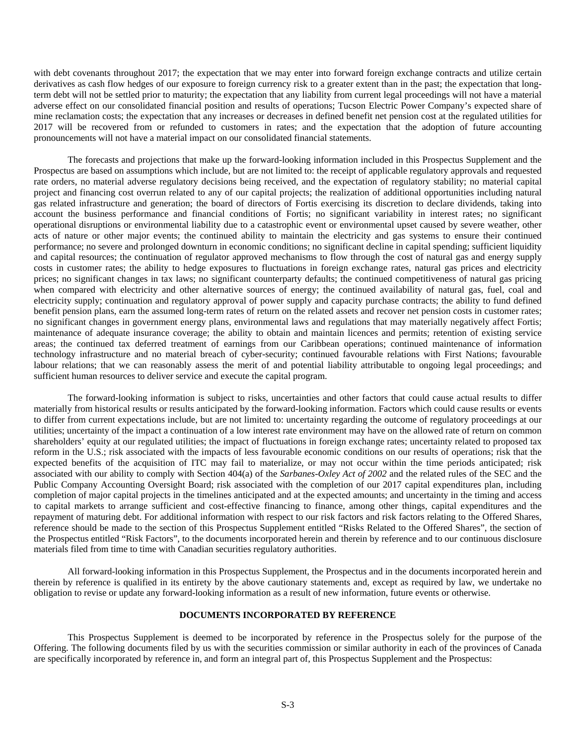with debt covenants throughout 2017; the expectation that we may enter into forward foreign exchange contracts and utilize certain derivatives as cash flow hedges of our exposure to foreign currency risk to a greater extent than in the past; the expectation that long-term debt will not be settled prior to maturity; the expectation that any liability from current legal proceedings will not have a material adverse effect on our consolidated financial position and results of operations; Tucson Electric Power Company's expected share of mine reclamation costs; the expectation that any increases or decreases in defined benefit net pension cost at the regulated utilities for 2017 will be recovered from or refunded to customers in rates; and the expectation that the adoption of future accounting pronouncements will not have a material impact on our consolidated financial statements.

The forecasts and projections that make up the forward-looking information included in this Prospectus Supplement and the Prospectus are based on assumptions which include, but are not limited to: the receipt of applicable regulatory approvals and requested rate orders, no material adverse regulatory decisions being received, and the expectation of regulatory stability; no material capital project and financing cost overrun related to any of our capital projects; the realization of additional opportunities including natural gas related infrastructure and generation; the board of directors of Fortis exercising its discretion to declare dividends, taking into account the business performance and financial conditions of Fortis; no significant variability in interest rates; no significant operational disruptions or environmental liability due to a catastrophic event or environmental upset caused by severe weather, other acts of nature or other major events; the continued ability to maintain the electricity and gas systems to ensure their continued performance; no severe and prolonged downturn in economic conditions; no significant decline in capital spending; sufficient liquidity and capital resources; the continuation of regulator approved mechanisms to flow through the cost of natural gas and energy supply costs in customer rates; the ability to hedge exposures to fluctuations in foreign exchange rates, natural gas prices and electricity prices; no significant changes in tax laws; no significant counterparty defaults; the continued competitiveness of natural gas pricing when compared with electricity and other alternative sources of energy; the continued availability of natural gas, fuel, coal and electricity supply; continuation and regulatory approval of power supply and capacity purchase contracts; the ability to fund defined benefit pension plans, earn the assumed long-term rates of return on the related assets and recover net pension costs in customer rates; no significant changes in government energy plans, environmental laws and regulations that may materially negatively affect Fortis; maintenance of adequate insurance coverage; the ability to obtain and maintain licences and permits; retention of existing service areas; the continued tax deferred treatment of earnings from our Caribbean operations; continued maintenance of information technology infrastructure and no material breach of cyber-security; continued favourable relations with First Nations; favourable labour relations; that we can reasonably assess the merit of and potential liability attributable to ongoing legal proceedings; and sufficient human resources to deliver service and execute the capital program.

The forward-looking information is subject to risks, uncertainties and other factors that could cause actual results to differ materially from historical results or results anticipated by the forward-looking information. Factors which could cause results or events to differ from current expectations include, but are not limited to: uncertainty regarding the outcome of regulatory proceedings at our utilities; uncertainty of the impact a continuation of a low interest rate environment may have on the allowed rate of return on common shareholders' equity at our regulated utilities; the impact of fluctuations in foreign exchange rates; uncertainty related to proposed tax reform in the U.S.; risk associated with the impacts of less favourable economic conditions on our results of operations; risk that the expected benefits of the acquisition of ITC may fail to materialize, or may not occur within the time periods anticipated; risk associated with our ability to comply with Section 404(a) of the *Sarbanes-Oxley Act of 2002* and the related rules of the SEC and the Public Company Accounting Oversight Board; risk associated with the completion of our 2017 capital expenditures plan, including completion of major capital projects in the timelines anticipated and at the expected amounts; and uncertainty in the timing and access to capital markets to arrange sufficient and cost-effective financing to finance, among other things, capital expenditures and the repayment of maturing debt. For additional information with respect to our risk factors and risk factors relating to the Offered Shares, reference should be made to the section of this Prospectus Supplement entitled "Risks Related to the Offered Shares", the section of the Prospectus entitled "Risk Factors", to the documents incorporated herein and therein by reference and to our continuous disclosure materials filed from time to time with Canadian securities regulatory authorities.

All forward-looking information in this Prospectus Supplement, the Prospectus and in the documents incorporated herein and therein by reference is qualified in its entirety by the above cautionary statements and, except as required by law, we undertake no obligation to revise or update any forward-looking information as a result of new information, future events or otherwise.

## DOCUMENTS INCORPORATED BY REFERENCE

This Prospectus Supplement is deemed to be incorporated by reference in the Prospectus solely for the purpose of the Offering. The following documents filed by us with the securities commission or similar authority in each of the provinces of Canada are specifically incorporated by reference in, and form an integral part of, this Prospectus Supplement and the Prospectus: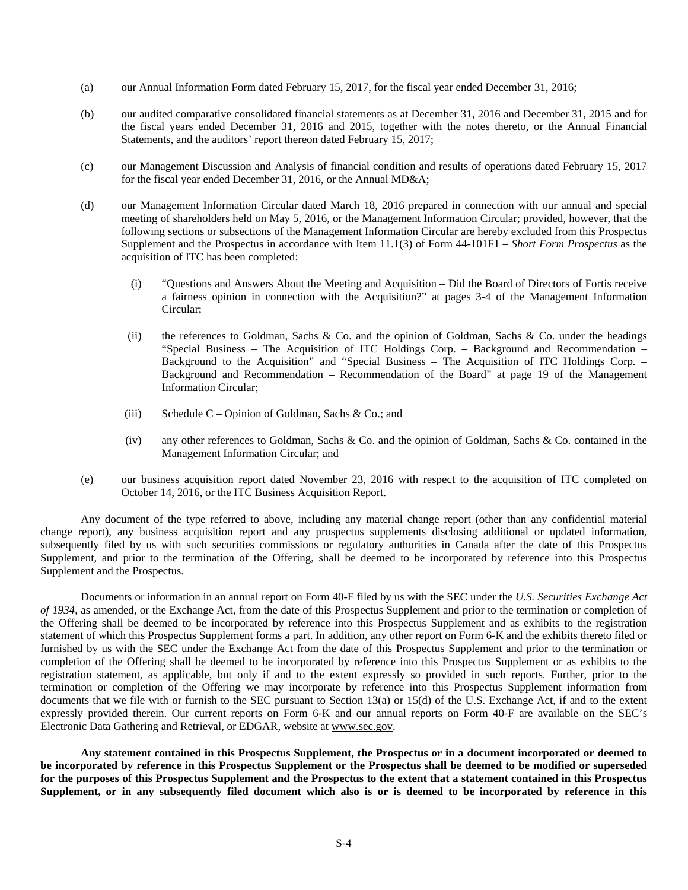(a) our Annual Information Form dated February 15, 2017, for the fiscal year ended December 31, 2016;

(b) our audited comparative consolidated financial statements as at December 31, 2016 and December 31, 2015 and for the fiscal years ended December 31, 2016 and 2015, together with the notes thereto, or the Annual Financial Statements, and the auditors' report thereon dated February 15, 2017;

(c) our Management Discussion and Analysis of financial condition and results of operations dated February 15, 2017 for the fiscal year ended December 31, 2016, or the Annual MD&A;

(d) our Management Information Circular dated March 18, 2016 prepared in connection with our annual and special meeting of shareholders held on May 5, 2016, or the Management Information Circular; provided, however, that the following sections or subsections of the Management Information Circular are hereby excluded from this Prospectus Supplement and the Prospectus in accordance with Item 11.1(3) of Form 44-101F1 – *Short Form Prospectus* as the acquisition of ITC has been completed:

   (i) "Questions and Answers About the Meeting and Acquisition – Did the Board of Directors of Fortis receive a fairness opinion in connection with the Acquisition?" at pages 3-4 of the Management Information Circular;

   (ii) the references to Goldman, Sachs & Co. and the opinion of Goldman, Sachs & Co. under the headings "Special Business – The Acquisition of ITC Holdings Corp. – Background and Recommendation – Background to the Acquisition" and "Special Business – The Acquisition of ITC Holdings Corp. – Background and Recommendation – Recommendation of the Board" at page 19 of the Management Information Circular;

   (iii) Schedule C – Opinion of Goldman, Sachs & Co.; and

   (iv) any other references to Goldman, Sachs & Co. and the opinion of Goldman, Sachs & Co. contained in the Management Information Circular; and

(e) our business acquisition report dated November 23, 2016 with respect to the acquisition of ITC completed on October 14, 2016, or the ITC Business Acquisition Report.

Any document of the type referred to above, including any material change report (other than any confidential material change report), any business acquisition report and any prospectus supplements disclosing additional or updated information, subsequently filed by us with such securities commissions or regulatory authorities in Canada after the date of this Prospectus Supplement, and prior to the termination of the Offering, shall be deemed to be incorporated by reference into this Prospectus Supplement and the Prospectus.

Documents or information in an annual report on Form 40-F filed by us with the SEC under the *U.S. Securities Exchange Act of 1934*, as amended, or the Exchange Act, from the date of this Prospectus Supplement and prior to the termination or completion of the Offering shall be deemed to be incorporated by reference into this Prospectus Supplement and as exhibits to the registration statement of which this Prospectus Supplement forms a part. In addition, any other report on Form 6-K and the exhibits thereto filed or furnished by us with the SEC under the Exchange Act from the date of this Prospectus Supplement and prior to the termination or completion of the Offering shall be deemed to be incorporated by reference into this Prospectus Supplement or as exhibits to the registration statement, as applicable, but only if and to the extent expressly so provided in such reports. Further, prior to the termination or completion of the Offering we may incorporate by reference into this Prospectus Supplement information from documents that we file with or furnish to the SEC pursuant to Section 13(a) or 15(d) of the U.S. Exchange Act, if and to the extent expressly provided therein. Our current reports on Form 6-K and our annual reports on Form 40-F are available on the SEC's Electronic Data Gathering and Retrieval, or EDGAR, website at www.sec.gov.

**Any statement contained in this Prospectus Supplement, the Prospectus or in a document incorporated or deemed to be incorporated by reference in this Prospectus Supplement or the Prospectus shall be deemed to be modified or superseded for the purposes of this Prospectus Supplement and the Prospectus to the extent that a statement contained in this Prospectus Supplement, or in any subsequently filed document which also is or is deemed to be incorporated by reference in this**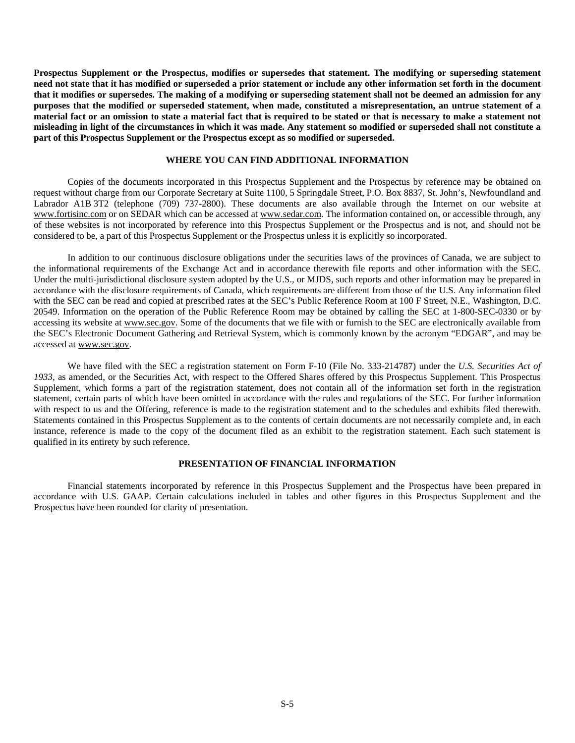**Prospectus Supplement or the Prospectus, modifies or supersedes that statement. The modifying or superseding statement need not state that it has modified or superseded a prior statement or include any other information set forth in the document that it modifies or supersedes. The making of a modifying or superseding statement shall not be deemed an admission for any purposes that the modified or superseded statement, when made, constituted a misrepresentation, an untrue statement of a material fact or an omission to state a material fact that is required to be stated or that is necessary to make a statement not misleading in light of the circumstances in which it was made. Any statement so modified or superseded shall not constitute a part of this Prospectus Supplement or the Prospectus except as so modified or superseded.**

## WHERE YOU CAN FIND ADDITIONAL INFORMATION

Copies of the documents incorporated in this Prospectus Supplement and the Prospectus by reference may be obtained on request without charge from our Corporate Secretary at Suite 1100, 5 Springdale Street, P.O. Box 8837, St. John's, Newfoundland and Labrador A1B 3T2 (telephone (709) 737-2800). These documents are also available through the Internet on our website at www.fortisinc.com or on SEDAR which can be accessed at www.sedar.com. The information contained on, or accessible through, any of these websites is not incorporated by reference into this Prospectus Supplement or the Prospectus and is not, and should not be considered to be, a part of this Prospectus Supplement or the Prospectus unless it is explicitly so incorporated.

In addition to our continuous disclosure obligations under the securities laws of the provinces of Canada, we are subject to the informational requirements of the Exchange Act and in accordance therewith file reports and other information with the SEC. Under the multi-jurisdictional disclosure system adopted by the U.S., or MJDS, such reports and other information may be prepared in accordance with the disclosure requirements of Canada, which requirements are different from those of the U.S. Any information filed with the SEC can be read and copied at prescribed rates at the SEC's Public Reference Room at 100 F Street, N.E., Washington, D.C. 20549. Information on the operation of the Public Reference Room may be obtained by calling the SEC at 1-800-SEC-0330 or by accessing its website at www.sec.gov. Some of the documents that we file with or furnish to the SEC are electronically available from the SEC's Electronic Document Gathering and Retrieval System, which is commonly known by the acronym "EDGAR", and may be accessed at www.sec.gov.

We have filed with the SEC a registration statement on Form F-10 (File No. 333-214787) under the *U.S. Securities Act of 1933*, as amended, or the Securities Act, with respect to the Offered Shares offered by this Prospectus Supplement. This Prospectus Supplement, which forms a part of the registration statement, does not contain all of the information set forth in the registration statement, certain parts of which have been omitted in accordance with the rules and regulations of the SEC. For further information with respect to us and the Offering, reference is made to the registration statement and to the schedules and exhibits filed therewith. Statements contained in this Prospectus Supplement as to the contents of certain documents are not necessarily complete and, in each instance, reference is made to the copy of the document filed as an exhibit to the registration statement. Each such statement is qualified in its entirety by such reference.

## PRESENTATION OF FINANCIAL INFORMATION

Financial statements incorporated by reference in this Prospectus Supplement and the Prospectus have been prepared in accordance with U.S. GAAP. Certain calculations included in tables and other figures in this Prospectus Supplement and the Prospectus have been rounded for clarity of presentation.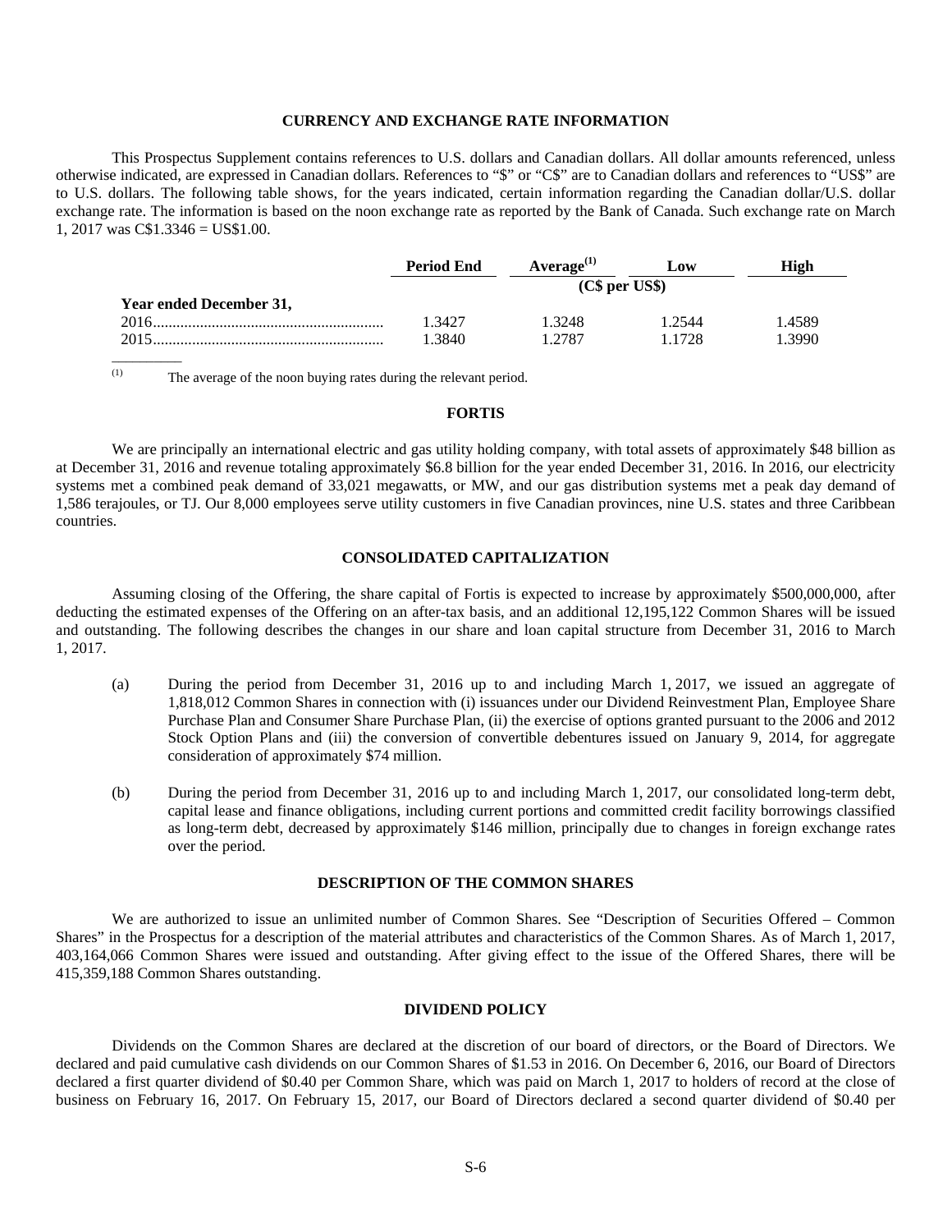## CURRENCY AND EXCHANGE RATE INFORMATION

This Prospectus Supplement contains references to U.S. dollars and Canadian dollars. All dollar amounts referenced, unless otherwise indicated, are expressed in Canadian dollars. References to "$" or "C$" are to Canadian dollars and references to "US$" are to U.S. dollars. The following table shows, for the years indicated, certain information regarding the Canadian dollar/U.S. dollar exchange rate. The information is based on the noon exchange rate as reported by the Bank of Canada. Such exchange rate on March 1, 2017 was C$1.3346 = US$1.00.

| | Period End | Average[(1)] | Low | High |
|---|---|---|---|---|
| | | (C$ per US$) | | |
| **Year ended December 31,** | | | | |
| 2016 | 1.3427 | 1.3248 | 1.2544 | 1.4589 |
| 2015 | 1.3840 | 1.2787 | 1.1728 | 1.3990 |

(1) The average of the noon buying rates during the relevant period.

## FORTIS

We are principally an international electric and gas utility holding company, with total assets of approximately $48 billion as at December 31, 2016 and revenue totaling approximately $6.8 billion for the year ended December 31, 2016. In 2016, our electricity systems met a combined peak demand of 33,021 megawatts, or MW, and our gas distribution systems met a peak day demand of 1,586 terajoules, or TJ. Our 8,000 employees serve utility customers in five Canadian provinces, nine U.S. states and three Caribbean countries.

## CONSOLIDATED CAPITALIZATION

Assuming closing of the Offering, the share capital of Fortis is expected to increase by approximately $500,000,000, after deducting the estimated expenses of the Offering on an after-tax basis, and an additional 12,195,122 Common Shares will be issued and outstanding. The following describes the changes in our share and loan capital structure from December 31, 2016 to March 1, 2017.

(a) During the period from December 31, 2016 up to and including March 1, 2017, we issued an aggregate of 1,818,012 Common Shares in connection with (i) issuances under our Dividend Reinvestment Plan, Employee Share Purchase Plan and Consumer Share Purchase Plan, (ii) the exercise of options granted pursuant to the 2006 and 2012 Stock Option Plans and (iii) the conversion of convertible debentures issued on January 9, 2014, for aggregate consideration of approximately $74 million.

(b) During the period from December 31, 2016 up to and including March 1, 2017, our consolidated long-term debt, capital lease and finance obligations, including current portions and committed credit facility borrowings classified as long-term debt, decreased by approximately $146 million, principally due to changes in foreign exchange rates over the period.

## DESCRIPTION OF THE COMMON SHARES

We are authorized to issue an unlimited number of Common Shares. See "Description of Securities Offered – Common Shares" in the Prospectus for a description of the material attributes and characteristics of the Common Shares. As of March 1, 2017, 403,164,066 Common Shares were issued and outstanding. After giving effect to the issue of the Offered Shares, there will be 415,359,188 Common Shares outstanding.

## DIVIDEND POLICY

Dividends on the Common Shares are declared at the discretion of our board of directors, or the Board of Directors. We declared and paid cumulative cash dividends on our Common Shares of $1.53 in 2016. On December 6, 2016, our Board of Directors declared a first quarter dividend of $0.40 per Common Share, which was paid on March 1, 2017 to holders of record at the close of business on February 16, 2017. On February 15, 2017, our Board of Directors declared a second quarter dividend of $0.40 per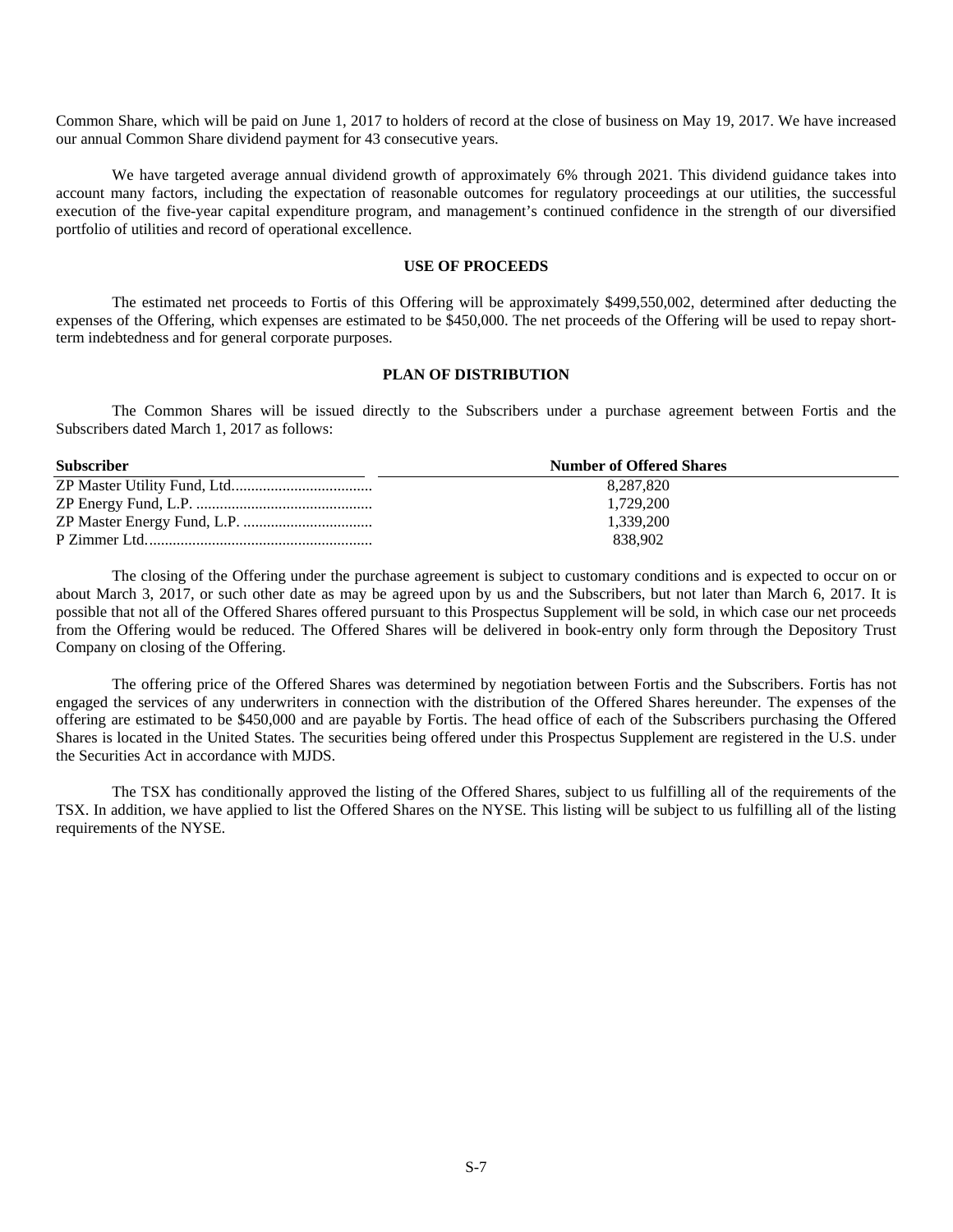Common Share, which will be paid on June 1, 2017 to holders of record at the close of business on May 19, 2017. We have increased our annual Common Share dividend payment for 43 consecutive years.

We have targeted average annual dividend growth of approximately 6% through 2021. This dividend guidance takes into account many factors, including the expectation of reasonable outcomes for regulatory proceedings at our utilities, the successful execution of the five-year capital expenditure program, and management's continued confidence in the strength of our diversified portfolio of utilities and record of operational excellence.

## USE OF PROCEEDS

The estimated net proceeds to Fortis of this Offering will be approximately $499,550,002, determined after deducting the expenses of the Offering, which expenses are estimated to be $450,000. The net proceeds of the Offering will be used to repay short-term indebtedness and for general corporate purposes.

## PLAN OF DISTRIBUTION

The Common Shares will be issued directly to the Subscribers under a purchase agreement between Fortis and the Subscribers dated March 1, 2017 as follows:

| Subscriber | Number of Offered Shares |
|---|---|
| ZP Master Utility Fund, Ltd. | 8,287,820 |
| ZP Energy Fund, L.P. | 1,729,200 |
| ZP Master Energy Fund, L.P. | 1,339,200 |
| P Zimmer Ltd. | 838,902 |

The closing of the Offering under the purchase agreement is subject to customary conditions and is expected to occur on or about March 3, 2017, or such other date as may be agreed upon by us and the Subscribers, but not later than March 6, 2017. It is possible that not all of the Offered Shares offered pursuant to this Prospectus Supplement will be sold, in which case our net proceeds from the Offering would be reduced. The Offered Shares will be delivered in book-entry only form through the Depository Trust Company on closing of the Offering.

The offering price of the Offered Shares was determined by negotiation between Fortis and the Subscribers. Fortis has not engaged the services of any underwriters in connection with the distribution of the Offered Shares hereunder. The expenses of the offering are estimated to be $450,000 and are payable by Fortis. The head office of each of the Subscribers purchasing the Offered Shares is located in the United States. The securities being offered under this Prospectus Supplement are registered in the U.S. under the Securities Act in accordance with MJDS.

The TSX has conditionally approved the listing of the Offered Shares, subject to us fulfilling all of the requirements of the TSX. In addition, we have applied to list the Offered Shares on the NYSE. This listing will be subject to us fulfilling all of the listing requirements of the NYSE.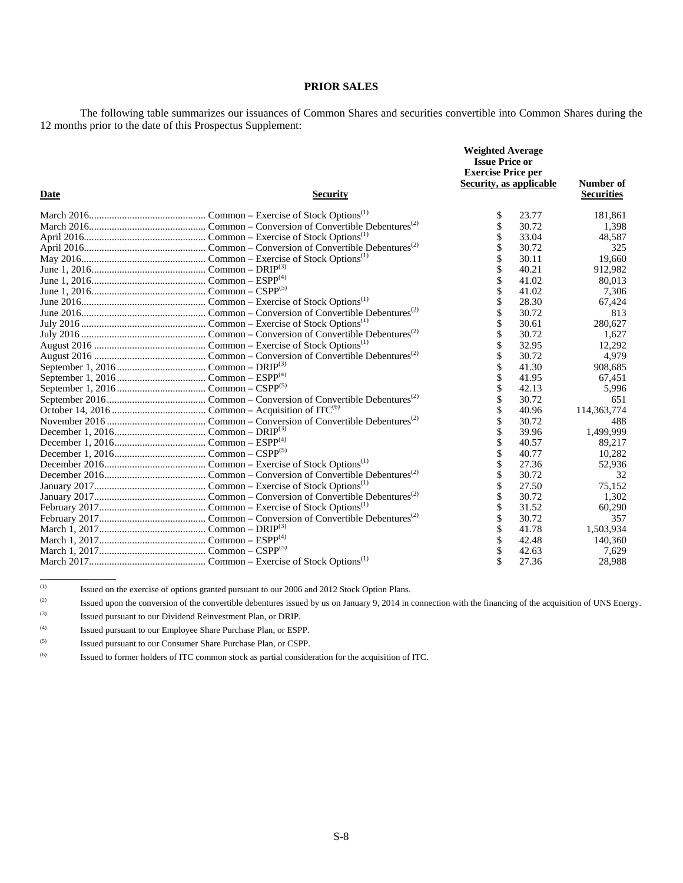## PRIOR SALES

The following table summarizes our issuances of Common Shares and securities convertible into Common Shares during the 12 months prior to the date of this Prospectus Supplement:

| Date | Security | Weighted Average Issue Price or Exercise Price per Security, as applicable | Number of Securities |
|---|---|---|---|
| March 2016 | Common – Exercise of Stock Options[(1)] | $ 23.77 | 181,861 |
| March 2016 | Common – Conversion of Convertible Debentures[(2)] | $ 30.72 | 1,398 |
| April 2016 | Common – Exercise of Stock Options[(1)] | $ 33.04 | 48,587 |
| April 2016 | Common – Conversion of Convertible Debentures[(2)] | $ 30.72 | 325 |
| May 2016 | Common – Exercise of Stock Options[(1)] | $ 30.11 | 19,660 |
| June 1, 2016 | Common – DRIP[(3)] | $ 40.21 | 912,982 |
| June 1, 2016 | Common – ESPP[(4)] | $ 41.02 | 80,013 |
| June 1, 2016 | Common – CSPP[(5)] | $ 41.02 | 7,306 |
| June 2016 | Common – Exercise of Stock Options[(1)] | $ 28.30 | 67,424 |
| June 2016 | Common – Conversion of Convertible Debentures[(2)] | $ 30.72 | 813 |
| July 2016 | Common – Exercise of Stock Options[(1)] | $ 30.61 | 280,627 |
| July 2016 | Common – Conversion of Convertible Debentures[(2)] | $ 30.72 | 1,627 |
| August 2016 | Common – Exercise of Stock Options[(1)] | $ 32.95 | 12,292 |
| August 2016 | Common – Conversion of Convertible Debentures[(2)] | $ 30.72 | 4,979 |
| September 1, 2016 | Common – DRIP[(3)] | $ 41.30 | 908,685 |
| September 1, 2016 | Common – ESPP[(4)] | $ 41.95 | 67,451 |
| September 1, 2016 | Common – CSPP[(5)] | $ 42.13 | 5,996 |
| September 2016 | Common – Conversion of Convertible Debentures[(2)] | $ 30.72 | 651 |
| October 14, 2016 | Common – Acquisition of ITC[(6)] | $ 40.96 | 114,363,774 |
| November 2016 | Common – Conversion of Convertible Debentures[(2)] | $ 30.72 | 488 |
| December 1, 2016 | Common – DRIP[(3)] | $ 39.96 | 1,499,999 |
| December 1, 2016 | Common – ESPP[(4)] | $ 40.57 | 89,217 |
| December 1, 2016 | Common – CSPP[(5)] | $ 40.77 | 10,282 |
| December 2016 | Common – Exercise of Stock Options[(1)] | $ 27.36 | 52,936 |
| December 2016 | Common – Conversion of Convertible Debentures[(2)] | $ 30.72 | 32 |
| January 2017 | Common – Exercise of Stock Options[(1)] | $ 27.50 | 75,152 |
| January 2017 | Common – Conversion of Convertible Debentures[(2)] | $ 30.72 | 1,302 |
| February 2017 | Common – Exercise of Stock Options[(1)] | $ 31.52 | 60,290 |
| February 2017 | Common – Conversion of Convertible Debentures[(2)] | $ 30.72 | 357 |
| March 1, 2017 | Common – DRIP[(3)] | $ 41.78 | 1,503,934 |
| March 1, 2017 | Common – ESPP[(4)] | $ 42.48 | 140,360 |
| March 1, 2017 | Common – CSPP[(5)] | $ 42.63 | 7,629 |
| March 2017 | Common – Exercise of Stock Options[(1)] | $ 27.36 | 28,988 |

(1) Issued on the exercise of options granted pursuant to our 2006 and 2012 Stock Option Plans.

(2) Issued upon the conversion of the convertible debentures issued by us on January 9, 2014 in connection with the financing of the acquisition of UNS Energy.

(3) Issued pursuant to our Dividend Reinvestment Plan, or DRIP.

(4) Issued pursuant to our Employee Share Purchase Plan, or ESPP.

(5) Issued pursuant to our Consumer Share Purchase Plan, or CSPP.

(6) Issued to former holders of ITC common stock as partial consideration for the acquisition of ITC.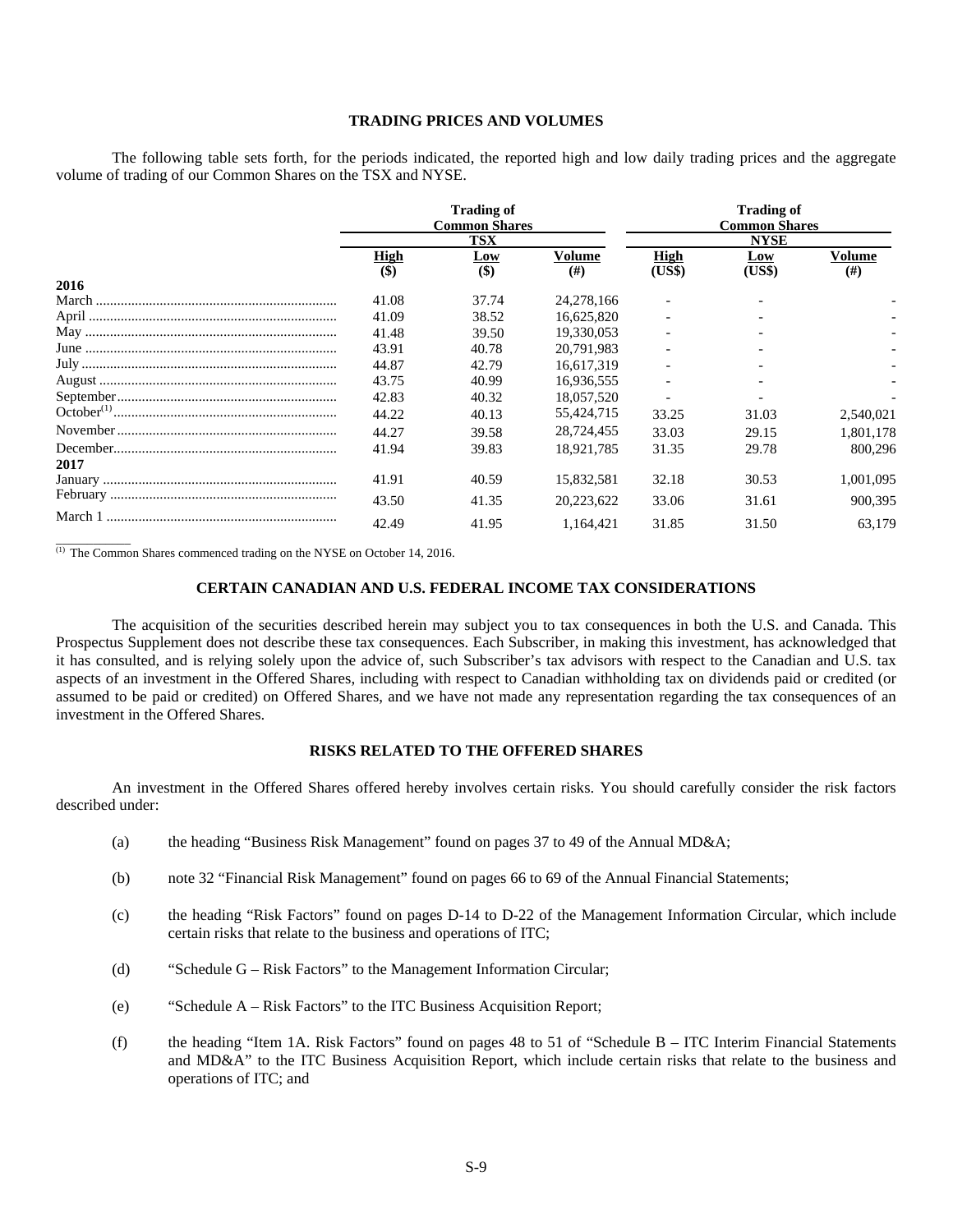## TRADING PRICES AND VOLUMES

The following table sets forth, for the periods indicated, the reported high and low daily trading prices and the aggregate volume of trading of our Common Shares on the TSX and NYSE.

| | Trading of Common Shares TSX | | | Trading of Common Shares NYSE | | |
|---|---|---|---|---|---|---|
| | High ($) | Low ($) | Volume (#) | High (US$) | Low (US$) | Volume (#) |
| **2016** | | | | | | |
| March | 41.08 | 37.74 | 24,278,166 | - | - | - |
| April | 41.09 | 38.52 | 16,625,820 | - | - | - |
| May | 41.48 | 39.50 | 19,330,053 | - | - | - |
| June | 43.91 | 40.78 | 20,791,983 | - | - | - |
| July | 44.87 | 42.79 | 16,617,319 | - | - | - |
| August | 43.75 | 40.99 | 16,936,555 | - | - | - |
| September | 42.83 | 40.32 | 18,057,520 | - | - | - |
| October[(1)] | 44.22 | 40.13 | 55,424,715 | 33.25 | 31.03 | 2,540,021 |
| November | 44.27 | 39.58 | 28,724,455 | 33.03 | 29.15 | 1,801,178 |
| December | 41.94 | 39.83 | 18,921,785 | 31.35 | 29.78 | 800,296 |
| **2017** | | | | | | |
| January | 41.91 | 40.59 | 15,832,581 | 32.18 | 30.53 | 1,001,095 |
| February | 43.50 | 41.35 | 20,223,622 | 33.06 | 31.61 | 900,395 |
| March 1 | 42.49 | 41.95 | 1,164,421 | 31.85 | 31.50 | 63,179 |

(1) The Common Shares commenced trading on the NYSE on October 14, 2016.

## CERTAIN CANADIAN AND U.S. FEDERAL INCOME TAX CONSIDERATIONS

The acquisition of the securities described herein may subject you to tax consequences in both the U.S. and Canada. This Prospectus Supplement does not describe these tax consequences. Each Subscriber, in making this investment, has acknowledged that it has consulted, and is relying solely upon the advice of, such Subscriber's tax advisors with respect to the Canadian and U.S. tax aspects of an investment in the Offered Shares, including with respect to Canadian withholding tax on dividends paid or credited (or assumed to be paid or credited) on Offered Shares, and we have not made any representation regarding the tax consequences of an investment in the Offered Shares.

## RISKS RELATED TO THE OFFERED SHARES

An investment in the Offered Shares offered hereby involves certain risks. You should carefully consider the risk factors described under:

(a) the heading "Business Risk Management" found on pages 37 to 49 of the Annual MD&A;

(b) note 32 "Financial Risk Management" found on pages 66 to 69 of the Annual Financial Statements;

(c) the heading "Risk Factors" found on pages D-14 to D-22 of the Management Information Circular, which include certain risks that relate to the business and operations of ITC;

(d) "Schedule G – Risk Factors" to the Management Information Circular;

(e) "Schedule A – Risk Factors" to the ITC Business Acquisition Report;

(f) the heading "Item 1A. Risk Factors" found on pages 48 to 51 of "Schedule B – ITC Interim Financial Statements and MD&A" to the ITC Business Acquisition Report, which include certain risks that relate to the business and operations of ITC; and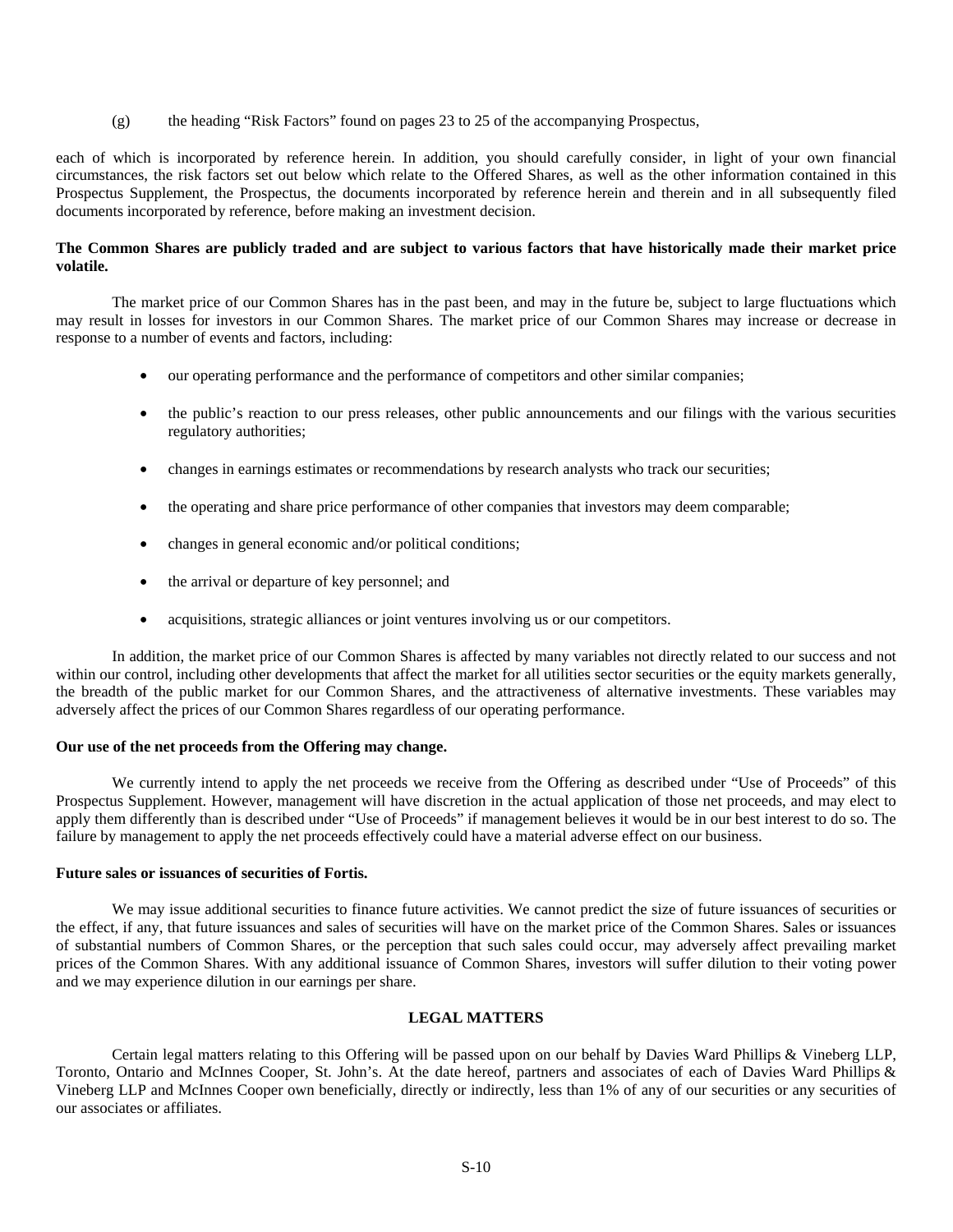(g) the heading "Risk Factors" found on pages 23 to 25 of the accompanying Prospectus,

each of which is incorporated by reference herein. In addition, you should carefully consider, in light of your own financial circumstances, the risk factors set out below which relate to the Offered Shares, as well as the other information contained in this Prospectus Supplement, the Prospectus, the documents incorporated by reference herein and therein and in all subsequently filed documents incorporated by reference, before making an investment decision.

**The Common Shares are publicly traded and are subject to various factors that have historically made their market price volatile.**

The market price of our Common Shares has in the past been, and may in the future be, subject to large fluctuations which may result in losses for investors in our Common Shares. The market price of our Common Shares may increase or decrease in response to a number of events and factors, including:

- our operating performance and the performance of competitors and other similar companies;
- the public's reaction to our press releases, other public announcements and our filings with the various securities regulatory authorities;
- changes in earnings estimates or recommendations by research analysts who track our securities;
- the operating and share price performance of other companies that investors may deem comparable;
- changes in general economic and/or political conditions;
- the arrival or departure of key personnel; and
- acquisitions, strategic alliances or joint ventures involving us or our competitors.

In addition, the market price of our Common Shares is affected by many variables not directly related to our success and not within our control, including other developments that affect the market for all utilities sector securities or the equity markets generally, the breadth of the public market for our Common Shares, and the attractiveness of alternative investments. These variables may adversely affect the prices of our Common Shares regardless of our operating performance.

**Our use of the net proceeds from the Offering may change.**

We currently intend to apply the net proceeds we receive from the Offering as described under "Use of Proceeds" of this Prospectus Supplement. However, management will have discretion in the actual application of those net proceeds, and may elect to apply them differently than is described under "Use of Proceeds" if management believes it would be in our best interest to do so. The failure by management to apply the net proceeds effectively could have a material adverse effect on our business.

**Future sales or issuances of securities of Fortis.**

We may issue additional securities to finance future activities. We cannot predict the size of future issuances of securities or the effect, if any, that future issuances and sales of securities will have on the market price of the Common Shares. Sales or issuances of substantial numbers of Common Shares, or the perception that such sales could occur, may adversely affect prevailing market prices of the Common Shares. With any additional issuance of Common Shares, investors will suffer dilution to their voting power and we may experience dilution in our earnings per share.

## LEGAL MATTERS

Certain legal matters relating to this Offering will be passed upon on our behalf by Davies Ward Phillips & Vineberg LLP, Toronto, Ontario and McInnes Cooper, St. John's. At the date hereof, partners and associates of each of Davies Ward Phillips & Vineberg LLP and McInnes Cooper own beneficially, directly or indirectly, less than 1% of any of our securities or any securities of our associates or affiliates.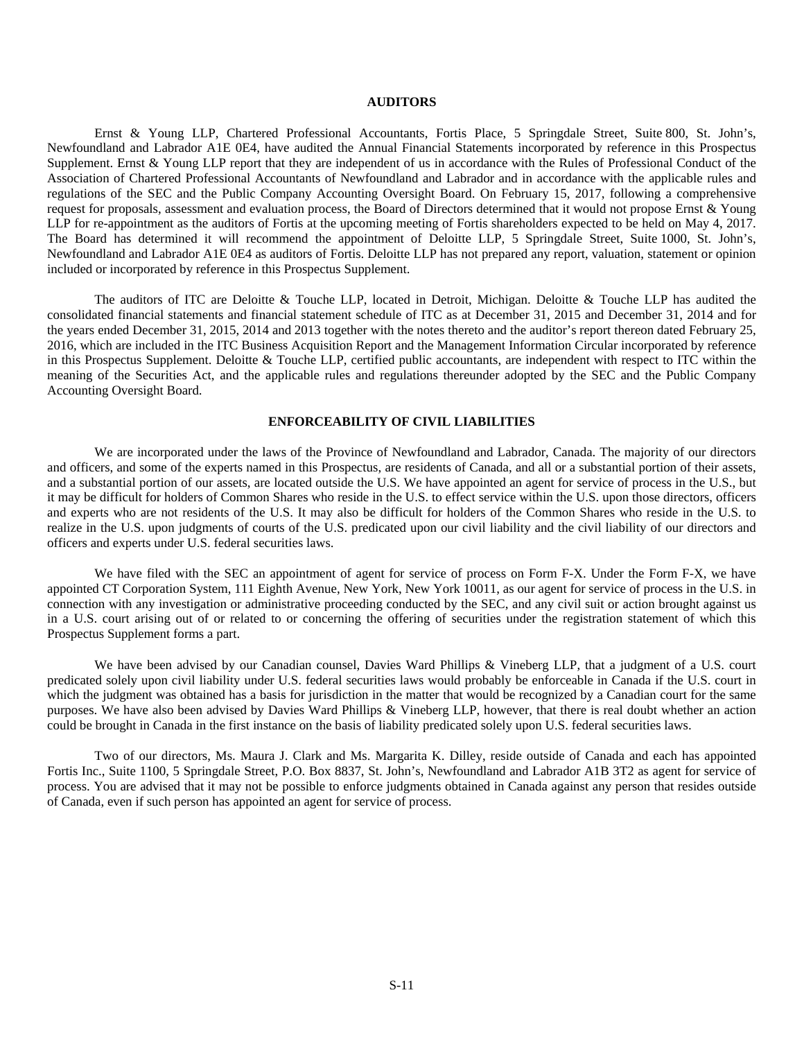## AUDITORS

Ernst & Young LLP, Chartered Professional Accountants, Fortis Place, 5 Springdale Street, Suite 800, St. John's, Newfoundland and Labrador A1E 0E4, have audited the Annual Financial Statements incorporated by reference in this Prospectus Supplement. Ernst & Young LLP report that they are independent of us in accordance with the Rules of Professional Conduct of the Association of Chartered Professional Accountants of Newfoundland and Labrador and in accordance with the applicable rules and regulations of the SEC and the Public Company Accounting Oversight Board. On February 15, 2017, following a comprehensive request for proposals, assessment and evaluation process, the Board of Directors determined that it would not propose Ernst & Young LLP for re-appointment as the auditors of Fortis at the upcoming meeting of Fortis shareholders expected to be held on May 4, 2017. The Board has determined it will recommend the appointment of Deloitte LLP, 5 Springdale Street, Suite 1000, St. John's, Newfoundland and Labrador A1E 0E4 as auditors of Fortis. Deloitte LLP has not prepared any report, valuation, statement or opinion included or incorporated by reference in this Prospectus Supplement.

The auditors of ITC are Deloitte & Touche LLP, located in Detroit, Michigan. Deloitte & Touche LLP has audited the consolidated financial statements and financial statement schedule of ITC as at December 31, 2015 and December 31, 2014 and for the years ended December 31, 2015, 2014 and 2013 together with the notes thereto and the auditor's report thereon dated February 25, 2016, which are included in the ITC Business Acquisition Report and the Management Information Circular incorporated by reference in this Prospectus Supplement. Deloitte & Touche LLP, certified public accountants, are independent with respect to ITC within the meaning of the Securities Act, and the applicable rules and regulations thereunder adopted by the SEC and the Public Company Accounting Oversight Board.

## ENFORCEABILITY OF CIVIL LIABILITIES

We are incorporated under the laws of the Province of Newfoundland and Labrador, Canada. The majority of our directors and officers, and some of the experts named in this Prospectus, are residents of Canada, and all or a substantial portion of their assets, and a substantial portion of our assets, are located outside the U.S. We have appointed an agent for service of process in the U.S., but it may be difficult for holders of Common Shares who reside in the U.S. to effect service within the U.S. upon those directors, officers and experts who are not residents of the U.S. It may also be difficult for holders of the Common Shares who reside in the U.S. to realize in the U.S. upon judgments of courts of the U.S. predicated upon our civil liability and the civil liability of our directors and officers and experts under U.S. federal securities laws.

We have filed with the SEC an appointment of agent for service of process on Form F-X. Under the Form F-X, we have appointed CT Corporation System, 111 Eighth Avenue, New York, New York 10011, as our agent for service of process in the U.S. in connection with any investigation or administrative proceeding conducted by the SEC, and any civil suit or action brought against us in a U.S. court arising out of or related to or concerning the offering of securities under the registration statement of which this Prospectus Supplement forms a part.

We have been advised by our Canadian counsel, Davies Ward Phillips & Vineberg LLP, that a judgment of a U.S. court predicated solely upon civil liability under U.S. federal securities laws would probably be enforceable in Canada if the U.S. court in which the judgment was obtained has a basis for jurisdiction in the matter that would be recognized by a Canadian court for the same purposes. We have also been advised by Davies Ward Phillips & Vineberg LLP, however, that there is real doubt whether an action could be brought in Canada in the first instance on the basis of liability predicated solely upon U.S. federal securities laws.

Two of our directors, Ms. Maura J. Clark and Ms. Margarita K. Dilley, reside outside of Canada and each has appointed Fortis Inc., Suite 1100, 5 Springdale Street, P.O. Box 8837, St. John's, Newfoundland and Labrador A1B 3T2 as agent for service of process. You are advised that it may not be possible to enforce judgments obtained in Canada against any person that resides outside of Canada, even if such person has appointed an agent for service of process.